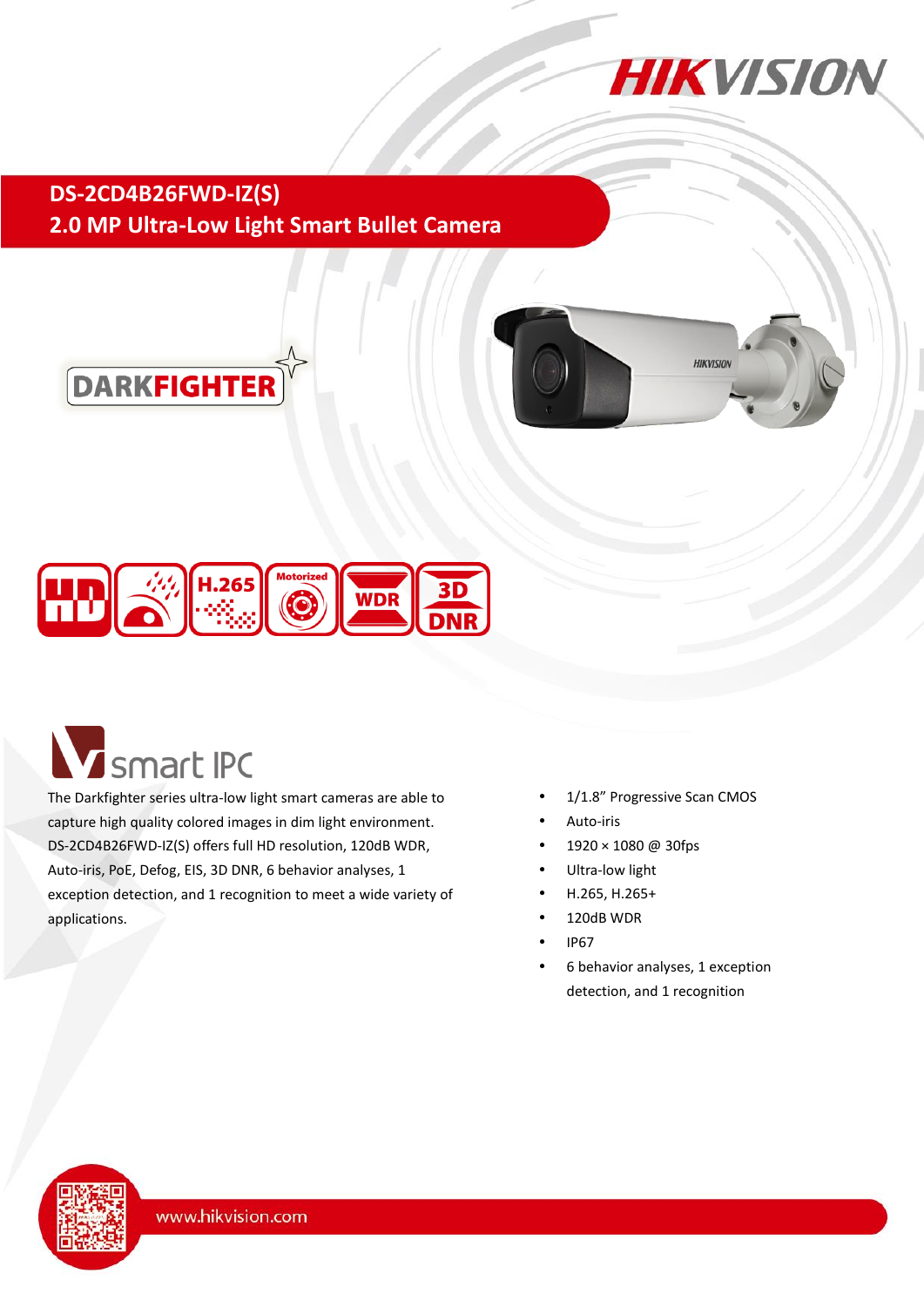# DS-2CD4B26FWD-IZ(S)

## 2.0 MP Ultra-Low Light Smart Bullet Camera

DARKFIGHTER

smart IPC

The Darkfighter series ultra-low light smart cameras are able to capture high quality colored images in dim light environment. DS-2CD4B26FWD-IZ(S) offers full HD resolution, 120dB WDR, Auto-iris, PoE, Defog, EIS, 3D DNR, 6 behavior analyses, 1 exception detection, and 1 recognition to meet a wide variety of applications.

- 1/1.8" Progressive Scan CMOS
- Auto-iris
- 1920 × 1080 @ 30fps
- Ultra-low light
- H.265, H.265+
- 120dB WDR
- IP67
- 6 behavior analyses, 1 exception detection, and 1 recognition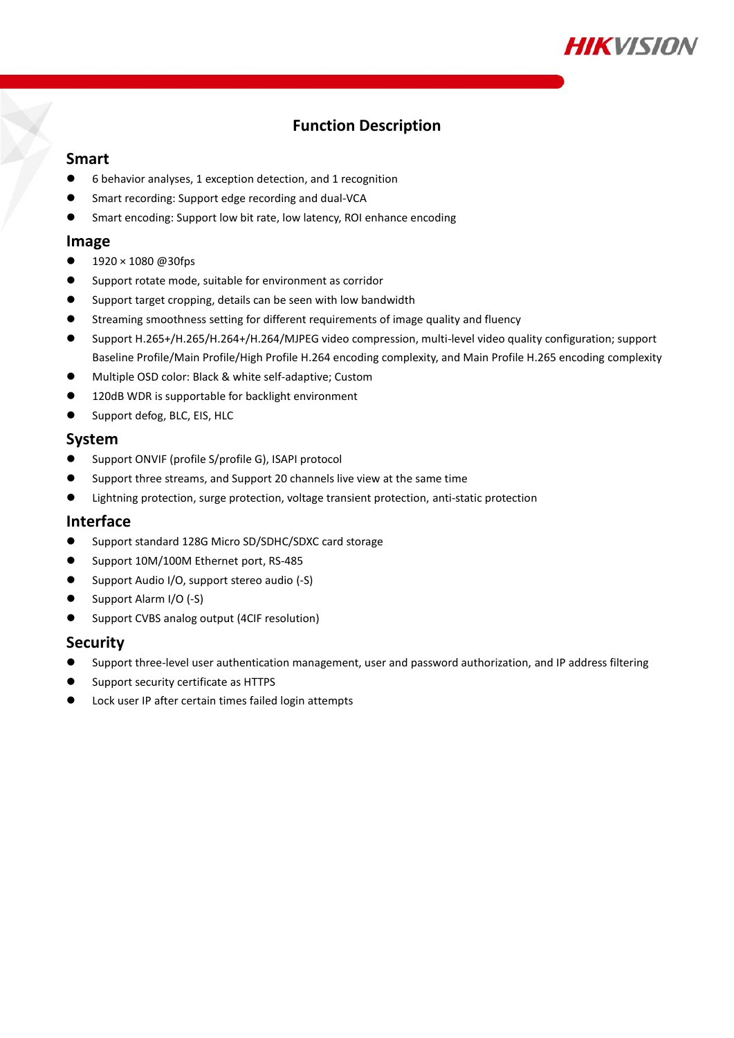# Function Description

## Smart

- 6 behavior analyses, 1 exception detection, and 1 recognition
- Smart recording: Support edge recording and dual-VCA
- Smart encoding: Support low bit rate, low latency, ROI enhance encoding

## Image

- 1920 × 1080 @30fps
- Support rotate mode, suitable for environment as corridor
- Support target cropping, details can be seen with low bandwidth
- Streaming smoothness setting for different requirements of image quality and fluency
- Support H.265+/H.265/H.264+/H.264/MJPEG video compression, multi-level video quality configuration; support Baseline Profile/Main Profile/High Profile H.264 encoding complexity, and Main Profile H.265 encoding complexity
- Multiple OSD color: Black & white self-adaptive; Custom
- 120dB WDR is supportable for backlight environment
- Support defog, BLC, EIS, HLC

## System

- Support ONVIF (profile S/profile G), ISAPI protocol
- Support three streams, and Support 20 channels live view at the same time
- Lightning protection, surge protection, voltage transient protection, anti-static protection

## Interface

- Support standard 128G Micro SD/SDHC/SDXC card storage
- Support 10M/100M Ethernet port, RS-485
- Support Audio I/O, support stereo audio (-S)
- Support Alarm I/O (-S)
- Support CVBS analog output (4CIF resolution)

## Security

- Support three-level user authentication management, user and password authorization, and IP address filtering
- Support security certificate as HTTPS
- Lock user IP after certain times failed login attempts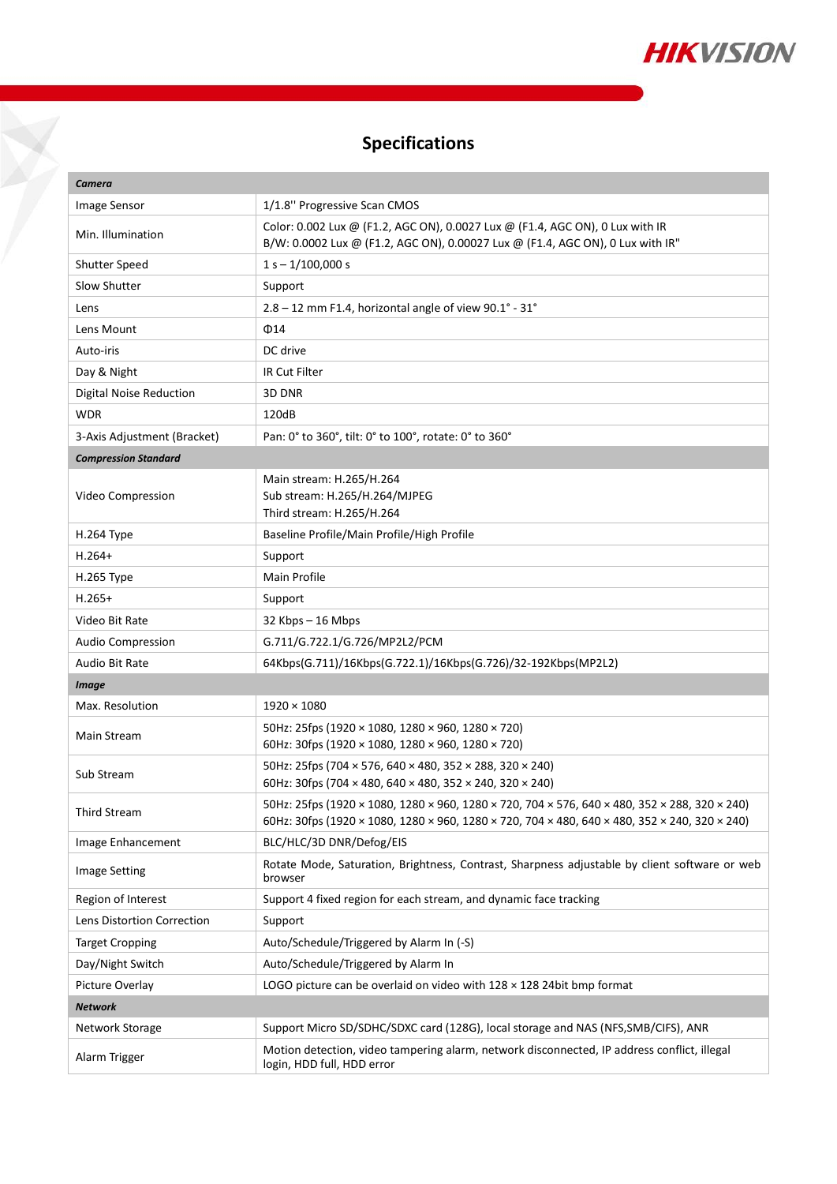# Specifications

| ***Camera*** | |
|---|---|
| Image Sensor | 1/1.8'' Progressive Scan CMOS |
| Min. Illumination | Color: 0.002 Lux @ (F1.2, AGC ON), 0.0027 Lux @ (F1.4, AGC ON), 0 Lux with IR<br>B/W: 0.0002 Lux @ (F1.2, AGC ON), 0.00027 Lux @ (F1.4, AGC ON), 0 Lux with IR" |
| Shutter Speed | 1 s – 1/100,000 s |
| Slow Shutter | Support |
| Lens | 2.8 – 12 mm F1.4, horizontal angle of view 90.1° - 31° |
| Lens Mount | Φ14 |
| Auto-iris | DC drive |
| Day & Night | IR Cut Filter |
| Digital Noise Reduction | 3D DNR |
| WDR | 120dB |
| 3-Axis Adjustment (Bracket) | Pan: 0° to 360°, tilt: 0° to 100°, rotate: 0° to 360° |
| ***Compression Standard*** | |
| Video Compression | Main stream: H.265/H.264<br>Sub stream: H.265/H.264/MJPEG<br>Third stream: H.265/H.264 |
| H.264 Type | Baseline Profile/Main Profile/High Profile |
| H.264+ | Support |
| H.265 Type | Main Profile |
| H.265+ | Support |
| Video Bit Rate | 32 Kbps – 16 Mbps |
| Audio Compression | G.711/G.722.1/G.726/MP2L2/PCM |
| Audio Bit Rate | 64Kbps(G.711)/16Kbps(G.722.1)/16Kbps(G.726)/32-192Kbps(MP2L2) |
| ***Image*** | |
| Max. Resolution | 1920 × 1080 |
| Main Stream | 50Hz: 25fps (1920 × 1080, 1280 × 960, 1280 × 720)<br>60Hz: 30fps (1920 × 1080, 1280 × 960, 1280 × 720) |
| Sub Stream | 50Hz: 25fps (704 × 576, 640 × 480, 352 × 288, 320 × 240)<br>60Hz: 30fps (704 × 480, 640 × 480, 352 × 240, 320 × 240) |
| Third Stream | 50Hz: 25fps (1920 × 1080, 1280 × 960, 1280 × 720, 704 × 576, 640 × 480, 352 × 288, 320 × 240)<br>60Hz: 30fps (1920 × 1080, 1280 × 960, 1280 × 720, 704 × 480, 640 × 480, 352 × 240, 320 × 240) |
| Image Enhancement | BLC/HLC/3D DNR/Defog/EIS |
| Image Setting | Rotate Mode, Saturation, Brightness, Contrast, Sharpness adjustable by client software or web browser |
| Region of Interest | Support 4 fixed region for each stream, and dynamic face tracking |
| Lens Distortion Correction | Support |
| Target Cropping | Auto/Schedule/Triggered by Alarm In (-S) |
| Day/Night Switch | Auto/Schedule/Triggered by Alarm In |
| Picture Overlay | LOGO picture can be overlaid on video with 128 × 128 24bit bmp format |
| ***Network*** | |
| Network Storage | Support Micro SD/SDHC/SDXC card (128G), local storage and NAS (NFS,SMB/CIFS), ANR |
| Alarm Trigger | Motion detection, video tampering alarm, network disconnected, IP address conflict, illegal login, HDD full, HDD error |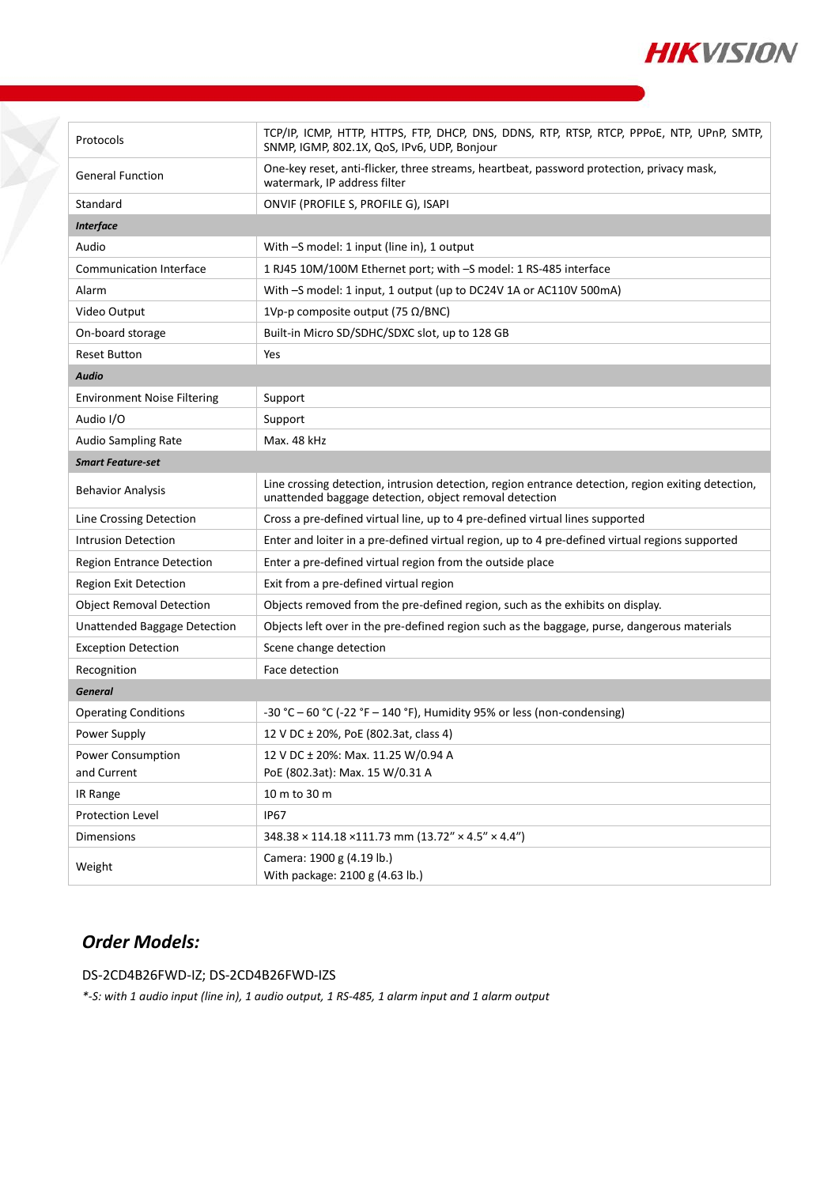| | |
|---|---|
| Protocols | TCP/IP, ICMP, HTTP, HTTPS, FTP, DHCP, DNS, DDNS, RTP, RTSP, RTCP, PPPoE, NTP, UPnP, SMTP, SNMP, IGMP, 802.1X, QoS, IPv6, UDP, Bonjour |
| General Function | One-key reset, anti-flicker, three streams, heartbeat, password protection, privacy mask, watermark, IP address filter |
| Standard | ONVIF (PROFILE S, PROFILE G), ISAPI |
| ***Interface*** | |
| Audio | With –S model: 1 input (line in), 1 output |
| Communication Interface | 1 RJ45 10M/100M Ethernet port; with –S model: 1 RS-485 interface |
| Alarm | With –S model: 1 input, 1 output (up to DC24V 1A or AC110V 500mA) |
| Video Output | 1Vp-p composite output (75 Ω/BNC) |
| On-board storage | Built-in Micro SD/SDHC/SDXC slot, up to 128 GB |
| Reset Button | Yes |
| ***Audio*** | |
| Environment Noise Filtering | Support |
| Audio I/O | Support |
| Audio Sampling Rate | Max. 48 kHz |
| ***Smart Feature-set*** | |
| Behavior Analysis | Line crossing detection, intrusion detection, region entrance detection, region exiting detection, unattended baggage detection, object removal detection |
| Line Crossing Detection | Cross a pre-defined virtual line, up to 4 pre-defined virtual lines supported |
| Intrusion Detection | Enter and loiter in a pre-defined virtual region, up to 4 pre-defined virtual regions supported |
| Region Entrance Detection | Enter a pre-defined virtual region from the outside place |
| Region Exit Detection | Exit from a pre-defined virtual region |
| Object Removal Detection | Objects removed from the pre-defined region, such as the exhibits on display. |
| Unattended Baggage Detection | Objects left over in the pre-defined region such as the baggage, purse, dangerous materials |
| Exception Detection | Scene change detection |
| Recognition | Face detection |
| ***General*** | |
| Operating Conditions | -30 °C – 60 °C (-22 °F – 140 °F), Humidity 95% or less (non-condensing) |
| Power Supply | 12 V DC ± 20%, PoE (802.3at, class 4) |
| Power Consumption and Current | 12 V DC ± 20%: Max. 11.25 W/0.94 A<br>PoE (802.3at): Max. 15 W/0.31 A |
| IR Range | 10 m to 30 m |
| Protection Level | IP67 |
| Dimensions | 348.38 × 114.18 ×111.73 mm (13.72" × 4.5" × 4.4") |
| Weight | Camera: 1900 g (4.19 lb.)<br>With package: 2100 g (4.63 lb.) |

## *Order Models:*

DS-2CD4B26FWD-IZ; DS-2CD4B26FWD-IZS

*\*-S: with 1 audio input (line in), 1 audio output, 1 RS-485, 1 alarm input and 1 alarm output*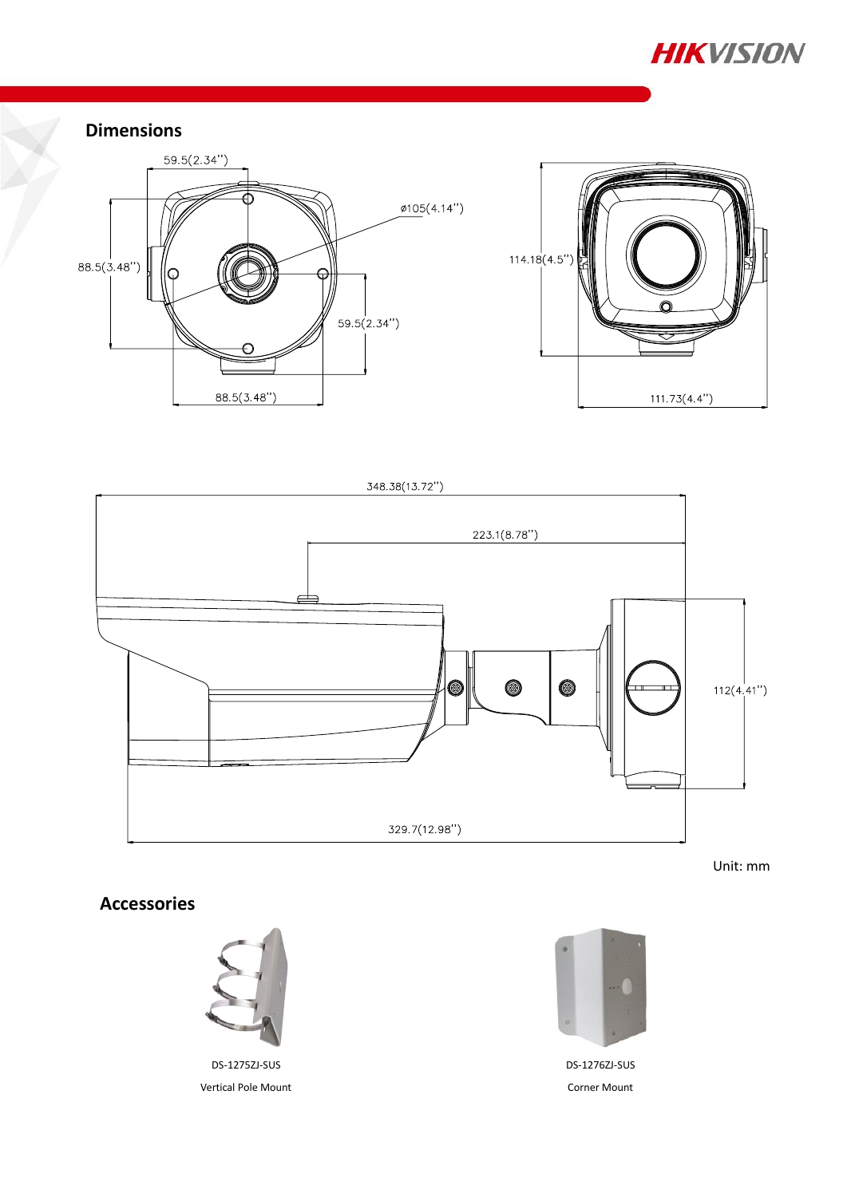## Dimensions

59.5(2.34")

88.5(3.48")

ø105(4.14")

59.5(2.34")

88.5(3.48")

114.18(4.5")

111.73(4.4")

348.38(13.72")

223.1(8.78")

112(4.41")

329.7(12.98")

Unit: mm

## Accessories

DS-1275ZJ-SUS

Vertical Pole Mount

DS-1276ZJ-SUS

Corner Mount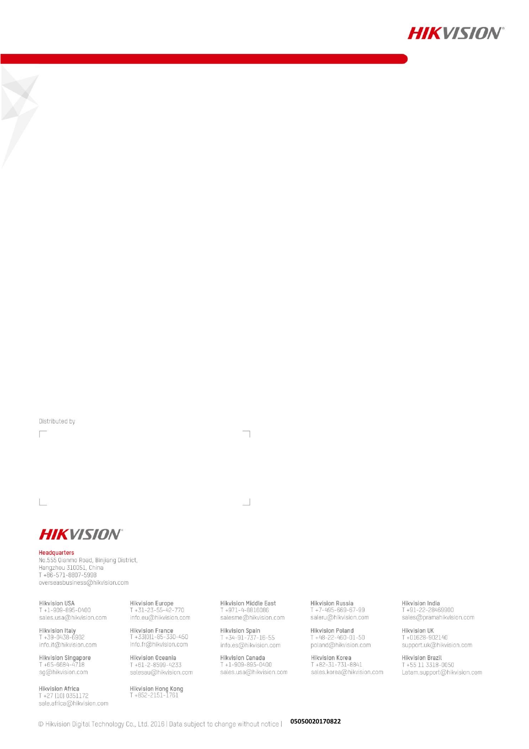Distributed by

HIKVISION

**Headquarters**
No.555 Qianmo Road, Binjiang District,
Hangzhou 310051, China
T +86-571-8807-5998
overseasbusiness@hikvision.com

Hikvision USA
T +1-909-895-0400
sales.usa@hikvision.com

Hikvision Italy
T +39-0438-6902
info.it@hikvision.com

Hikvision Singapore
T +65-6684-4718
sg@hikvision.com

Hikvision Africa
T +27 (10) 0351172
sale.africa@hikvision.com

Hikvision Europe
T +31-23-55-42-770
info.eu@hikvision.com

Hikvision France
T +33(0)1-85-330-450
info.fr@hikvision.com

Hikvision Oceania
T +61-2-8599-4233
salesau@hikvision.com

Hikvision Hong Kong
T +852-2151-1761

Hikvision Middle East
T +971-4-8816086
salesme@hikvision.com

Hikvision Spain
T +34-91-737-16-55
info.es@hikvision.com

Hikvision Canada
T +1-909-895-0400
sales.usa@hikvision.com

Hikvision Russia
T +7-495-669-67-99
saleru@hikvision.com

Hikvision Poland
T +48-22-460-01-50
poland@hikvision.com

Hikvision Korea
T +82-31-731-8841
sales.korea@hikvision.com

Hikvision India
T +91-22-28469900
sales@pramahikvision.com

Hikvision UK
T +01628-902140
support.uk@hikvision.com

Hikvision Brazil
T +55 11 3318-0050
Latam.support@hikvision.com

© Hikvision Digital Technology Co., Ltd. 2016 | Data subject to change without notice | **05050020170822**